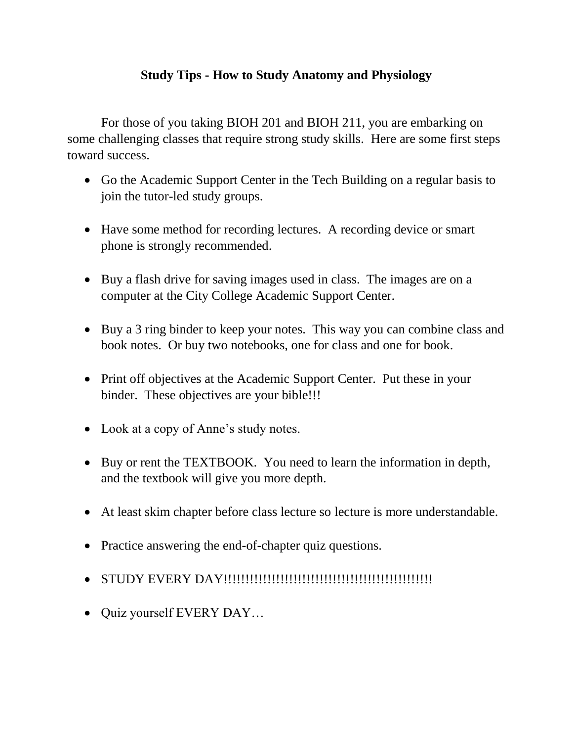# Study Tips - How to Study Anatomy and Physiology

For those of you taking BIOH 201 and BIOH 211, you are embarking on some challenging classes that require strong study skills. Here are some first steps toward success.

- Go the Academic Support Center in the Tech Building on a regular basis to join the tutor-led study groups.
- Have some method for recording lectures. A recording device or smart phone is strongly recommended.
- Buy a flash drive for saving images used in class. The images are on a computer at the City College Academic Support Center.
- Buy a 3 ring binder to keep your notes. This way you can combine class and book notes. Or buy two notebooks, one for class and one for book.
- Print off objectives at the Academic Support Center. Put these in your binder. These objectives are your bible!!!
- Look at a copy of Anne's study notes.
- Buy or rent the TEXTBOOK. You need to learn the information in depth, and the textbook will give you more depth.
- At least skim chapter before class lecture so lecture is more understandable.
- Practice answering the end-of-chapter quiz questions.
- STUDY EVERY DAY!!!!!!!!!!!!!!!!!!!!!!!!!!!!!!!!!!!!!!!!!!!!!!!!!
- Quiz yourself EVERY DAY…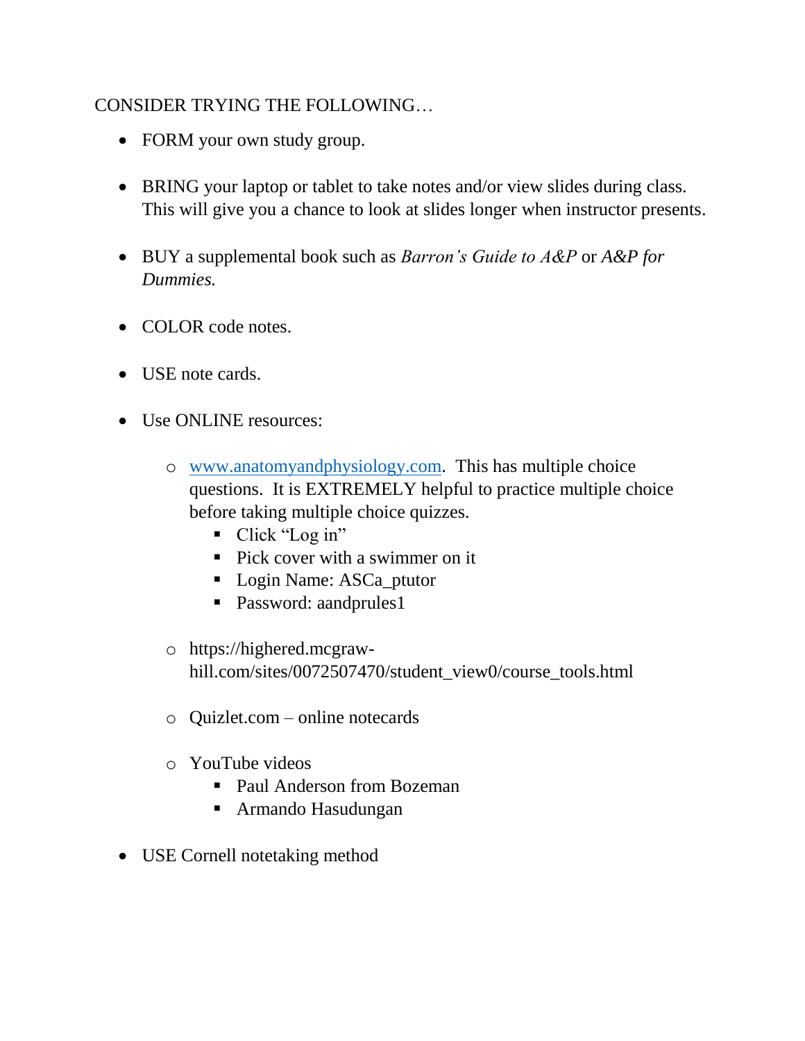CONSIDER TRYING THE FOLLOWING…

- FORM your own study group.

- BRING your laptop or tablet to take notes and/or view slides during class. This will give you a chance to look at slides longer when instructor presents.

- BUY a supplemental book such as *Barron's Guide to A&P* or *A&P for Dummies.*

- COLOR code notes.

- USE note cards.

- Use ONLINE resources:

    - [www.anatomyandphysiology.com](http://www.anatomyandphysiology.com). This has multiple choice questions. It is EXTREMELY helpful to practice multiple choice before taking multiple choice quizzes.
        - Click "Log in"
        - Pick cover with a swimmer on it
        - Login Name: ASCa_ptutor
        - Password: aandprules1

    - https://highered.mcgraw-hill.com/sites/0072507470/student_view0/course_tools.html

    - Quizlet.com – online notecards

    - YouTube videos
        - Paul Anderson from Bozeman
        - Armando Hasudungan

- USE Cornell notetaking method